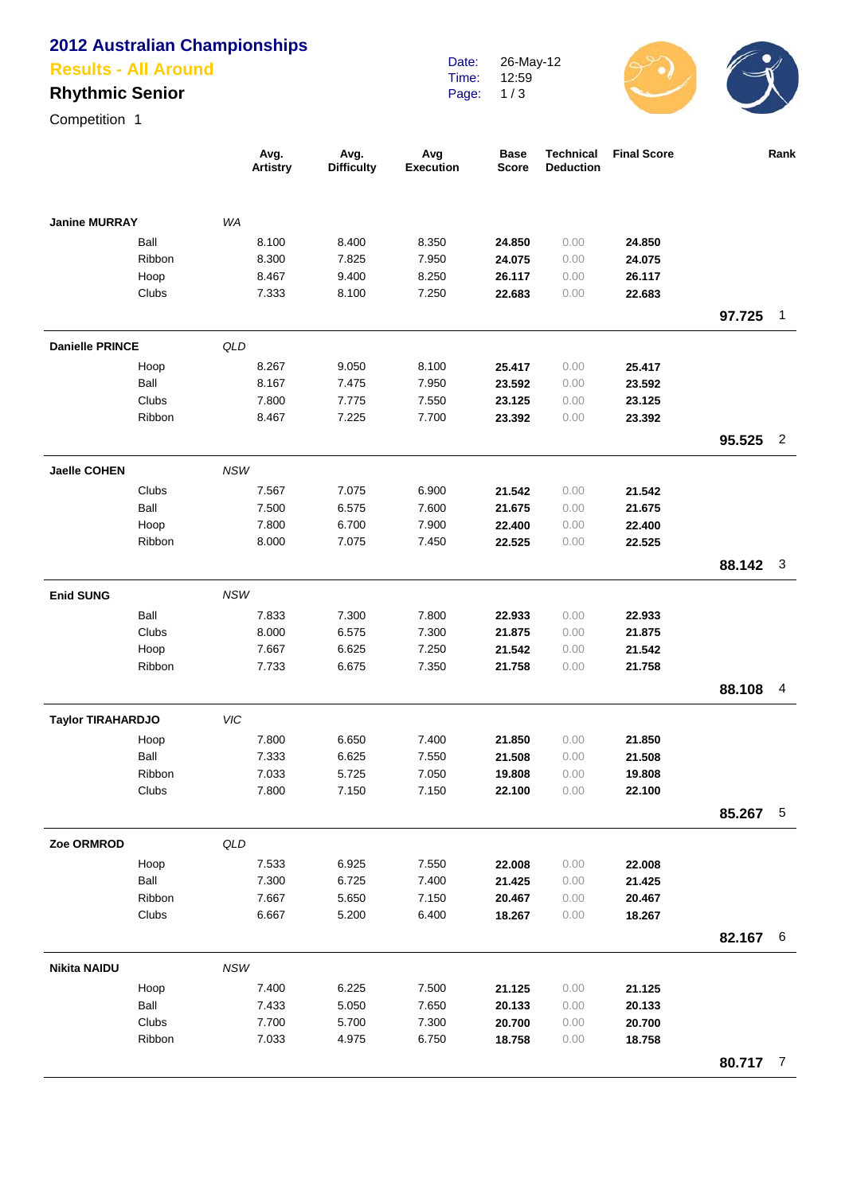# 2012 Australian Championships

## Results - All Around

## Rhythmic Senior

Competition 1

Date: 26-May-12
Time: 12:59

| | | Avg. Artistry | Avg. Difficulty | Avg Execution | Base Score | Technical Deduction | Final Score | | Rank |
|---|---|---|---|---|---|---|---|---|---|
| **Janine MURRAY** | *WA* | | | | | | | | |
| | Ball | 8.100 | 8.400 | 8.350 | **24.850** | 0.00 | **24.850** | | |
| | Ribbon | 8.300 | 7.825 | 7.950 | **24.075** | 0.00 | **24.075** | | |
| | Hoop | 8.467 | 9.400 | 8.250 | **26.117** | 0.00 | **26.117** | | |
| | Clubs | 7.333 | 8.100 | 7.250 | **22.683** | 0.00 | **22.683** | | |
| | | | | | | | | **97.725** | 1 |
| **Danielle PRINCE** | *QLD* | | | | | | | | |
| | Hoop | 8.267 | 9.050 | 8.100 | **25.417** | 0.00 | **25.417** | | |
| | Ball | 8.167 | 7.475 | 7.950 | **23.592** | 0.00 | **23.592** | | |
| | Clubs | 7.800 | 7.775 | 7.550 | **23.125** | 0.00 | **23.125** | | |
| | Ribbon | 8.467 | 7.225 | 7.700 | **23.392** | 0.00 | **23.392** | | |
| | | | | | | | | **95.525** | 2 |
| **Jaelle COHEN** | *NSW* | | | | | | | | |
| | Clubs | 7.567 | 7.075 | 6.900 | **21.542** | 0.00 | **21.542** | | |
| | Ball | 7.500 | 6.575 | 7.600 | **21.675** | 0.00 | **21.675** | | |
| | Hoop | 7.800 | 6.700 | 7.900 | **22.400** | 0.00 | **22.400** | | |
| | Ribbon | 8.000 | 7.075 | 7.450 | **22.525** | 0.00 | **22.525** | | |
| | | | | | | | | **88.142** | 3 |
| **Enid SUNG** | *NSW* | | | | | | | | |
| | Ball | 7.833 | 7.300 | 7.800 | **22.933** | 0.00 | **22.933** | | |
| | Clubs | 8.000 | 6.575 | 7.300 | **21.875** | 0.00 | **21.875** | | |
| | Hoop | 7.667 | 6.625 | 7.250 | **21.542** | 0.00 | **21.542** | | |
| | Ribbon | 7.733 | 6.675 | 7.350 | **21.758** | 0.00 | **21.758** | | |
| | | | | | | | | **88.108** | 4 |
| **Taylor TIRAHARDJO** | *VIC* | | | | | | | | |
| | Hoop | 7.800 | 6.650 | 7.400 | **21.850** | 0.00 | **21.850** | | |
| | Ball | 7.333 | 6.625 | 7.550 | **21.508** | 0.00 | **21.508** | | |
| | Ribbon | 7.033 | 5.725 | 7.050 | **19.808** | 0.00 | **19.808** | | |
| | Clubs | 7.800 | 7.150 | 7.150 | **22.100** | 0.00 | **22.100** | | |
| | | | | | | | | **85.267** | 5 |
| **Zoe ORMROD** | *QLD* | | | | | | | | |
| | Hoop | 7.533 | 6.925 | 7.550 | **22.008** | 0.00 | **22.008** | | |
| | Ball | 7.300 | 6.725 | 7.400 | **21.425** | 0.00 | **21.425** | | |
| | Ribbon | 7.667 | 5.650 | 7.150 | **20.467** | 0.00 | **20.467** | | |
| | Clubs | 6.667 | 5.200 | 6.400 | **18.267** | 0.00 | **18.267** | | |
| | | | | | | | | **82.167** | 6 |
| **Nikita NAIDU** | *NSW* | | | | | | | | |
| | Hoop | 7.400 | 6.225 | 7.500 | **21.125** | 0.00 | **21.125** | | |
| | Ball | 7.433 | 5.050 | 7.650 | **20.133** | 0.00 | **20.133** | | |
| | Clubs | 7.700 | 5.700 | 7.300 | **20.700** | 0.00 | **20.700** | | |
| | Ribbon | 7.033 | 4.975 | 6.750 | **18.758** | 0.00 | **18.758** | | |
| | | | | | | | | **80.717** | 7 |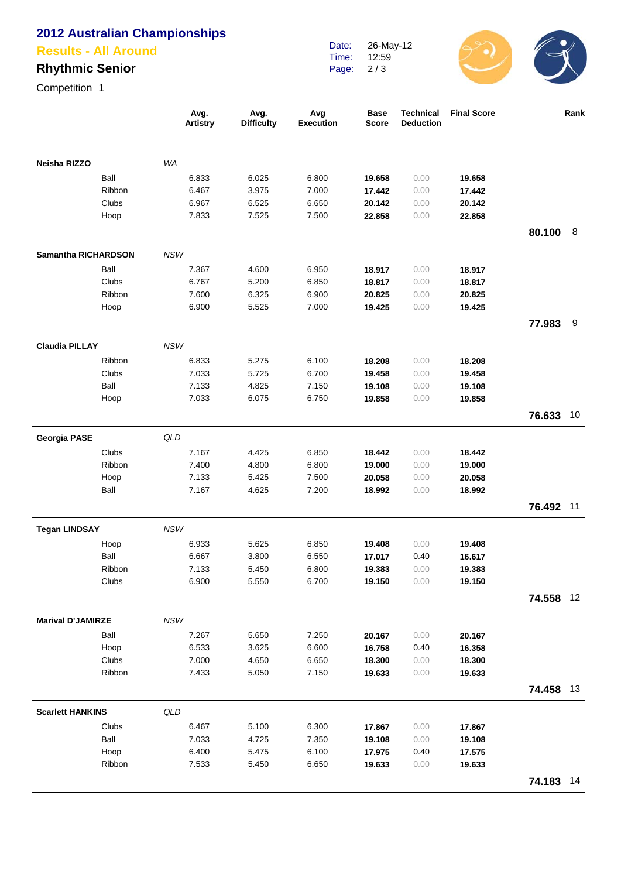# 2012 Australian Championships

## Results - All Around

### Rhythmic Senior

Competition 1

Date: 26-May-12
Time: 12:59

| | | Avg. Artistry | Avg. Difficulty | Avg Execution | Base Score | Technical Deduction | Final Score | | Rank |
|---|---|---|---|---|---|---|---|---|---|
| **Neisha RIZZO** | *WA* | | | | | | | | |
| | Ball | 6.833 | 6.025 | 6.800 | **19.658** | 0.00 | **19.658** | | |
| | Ribbon | 6.467 | 3.975 | 7.000 | **17.442** | 0.00 | **17.442** | | |
| | Clubs | 6.967 | 6.525 | 6.650 | **20.142** | 0.00 | **20.142** | | |
| | Hoop | 7.833 | 7.525 | 7.500 | **22.858** | 0.00 | **22.858** | | |
| | | | | | | | | **80.100** | 8 |
| **Samantha RICHARDSON** | *NSW* | | | | | | | | |
| | Ball | 7.367 | 4.600 | 6.950 | **18.917** | 0.00 | **18.917** | | |
| | Clubs | 6.767 | 5.200 | 6.850 | **18.817** | 0.00 | **18.817** | | |
| | Ribbon | 7.600 | 6.325 | 6.900 | **20.825** | 0.00 | **20.825** | | |
| | Hoop | 6.900 | 5.525 | 7.000 | **19.425** | 0.00 | **19.425** | | |
| | | | | | | | | **77.983** | 9 |
| **Claudia PILLAY** | *NSW* | | | | | | | | |
| | Ribbon | 6.833 | 5.275 | 6.100 | **18.208** | 0.00 | **18.208** | | |
| | Clubs | 7.033 | 5.725 | 6.700 | **19.458** | 0.00 | **19.458** | | |
| | Ball | 7.133 | 4.825 | 7.150 | **19.108** | 0.00 | **19.108** | | |
| | Hoop | 7.033 | 6.075 | 6.750 | **19.858** | 0.00 | **19.858** | | |
| | | | | | | | | **76.633** | 10 |
| **Georgia PASE** | *QLD* | | | | | | | | |
| | Clubs | 7.167 | 4.425 | 6.850 | **18.442** | 0.00 | **18.442** | | |
| | Ribbon | 7.400 | 4.800 | 6.800 | **19.000** | 0.00 | **19.000** | | |
| | Hoop | 7.133 | 5.425 | 7.500 | **20.058** | 0.00 | **20.058** | | |
| | Ball | 7.167 | 4.625 | 7.200 | **18.992** | 0.00 | **18.992** | | |
| | | | | | | | | **76.492** | 11 |
| **Tegan LINDSAY** | *NSW* | | | | | | | | |
| | Hoop | 6.933 | 5.625 | 6.850 | **19.408** | 0.00 | **19.408** | | |
| | Ball | 6.667 | 3.800 | 6.550 | **17.017** | 0.40 | **16.617** | | |
| | Ribbon | 7.133 | 5.450 | 6.800 | **19.383** | 0.00 | **19.383** | | |
| | Clubs | 6.900 | 5.550 | 6.700 | **19.150** | 0.00 | **19.150** | | |
| | | | | | | | | **74.558** | 12 |
| **Marival D'JAMIRZE** | *NSW* | | | | | | | | |
| | Ball | 7.267 | 5.650 | 7.250 | **20.167** | 0.00 | **20.167** | | |
| | Hoop | 6.533 | 3.625 | 6.600 | **16.758** | 0.40 | **16.358** | | |
| | Clubs | 7.000 | 4.650 | 6.650 | **18.300** | 0.00 | **18.300** | | |
| | Ribbon | 7.433 | 5.050 | 7.150 | **19.633** | 0.00 | **19.633** | | |
| | | | | | | | | **74.458** | 13 |
| **Scarlett HANKINS** | *QLD* | | | | | | | | |
| | Clubs | 6.467 | 5.100 | 6.300 | **17.867** | 0.00 | **17.867** | | |
| | Ball | 7.033 | 4.725 | 7.350 | **19.108** | 0.00 | **19.108** | | |
| | Hoop | 6.400 | 5.475 | 6.100 | **17.975** | 0.40 | **17.575** | | |
| | Ribbon | 7.533 | 5.450 | 6.650 | **19.633** | 0.00 | **19.633** | | |
| | | | | | | | | **74.183** | 14 |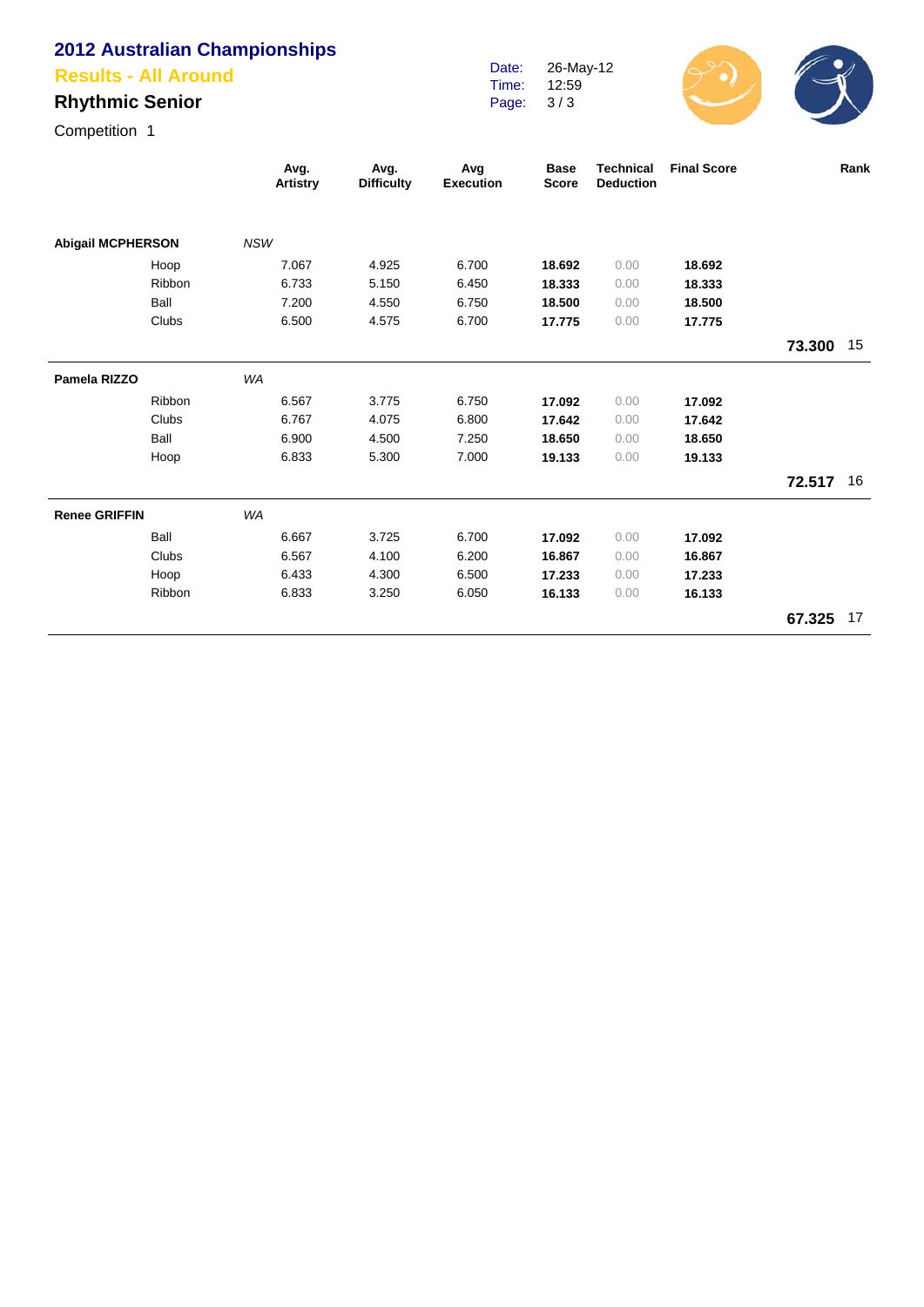# 2012 Australian Championships

## Results - All Around

### Rhythmic Senior

Competition 1

Date: 26-May-12
Time: 12:59

| | | Avg. Artistry | Avg. Difficulty | Avg Execution | Base Score | Technical Deduction | Final Score | | Rank |
|---|---|---|---|---|---|---|---|---|---|
| **Abigail MCPHERSON** | *NSW* | | | | | | | | |
| Hoop | | 7.067 | 4.925 | 6.700 | **18.692** | 0.00 | **18.692** | | |
| Ribbon | | 6.733 | 5.150 | 6.450 | **18.333** | 0.00 | **18.333** | | |
| Ball | | 7.200 | 4.550 | 6.750 | **18.500** | 0.00 | **18.500** | | |
| Clubs | | 6.500 | 4.575 | 6.700 | **17.775** | 0.00 | **17.775** | | |
| | | | | | | | | **73.300** | 15 |
| **Pamela RIZZO** | *WA* | | | | | | | | |
| Ribbon | | 6.567 | 3.775 | 6.750 | **17.092** | 0.00 | **17.092** | | |
| Clubs | | 6.767 | 4.075 | 6.800 | **17.642** | 0.00 | **17.642** | | |
| Ball | | 6.900 | 4.500 | 7.250 | **18.650** | 0.00 | **18.650** | | |
| Hoop | | 6.833 | 5.300 | 7.000 | **19.133** | 0.00 | **19.133** | | |
| | | | | | | | | **72.517** | 16 |
| **Renee GRIFFIN** | *WA* | | | | | | | | |
| Ball | | 6.667 | 3.725 | 6.700 | **17.092** | 0.00 | **17.092** | | |
| Clubs | | 6.567 | 4.100 | 6.200 | **16.867** | 0.00 | **16.867** | | |
| Hoop | | 6.433 | 4.300 | 6.500 | **17.233** | 0.00 | **17.233** | | |
| Ribbon | | 6.833 | 3.250 | 6.050 | **16.133** | 0.00 | **16.133** | | |
| | | | | | | | | **67.325** | 17 |